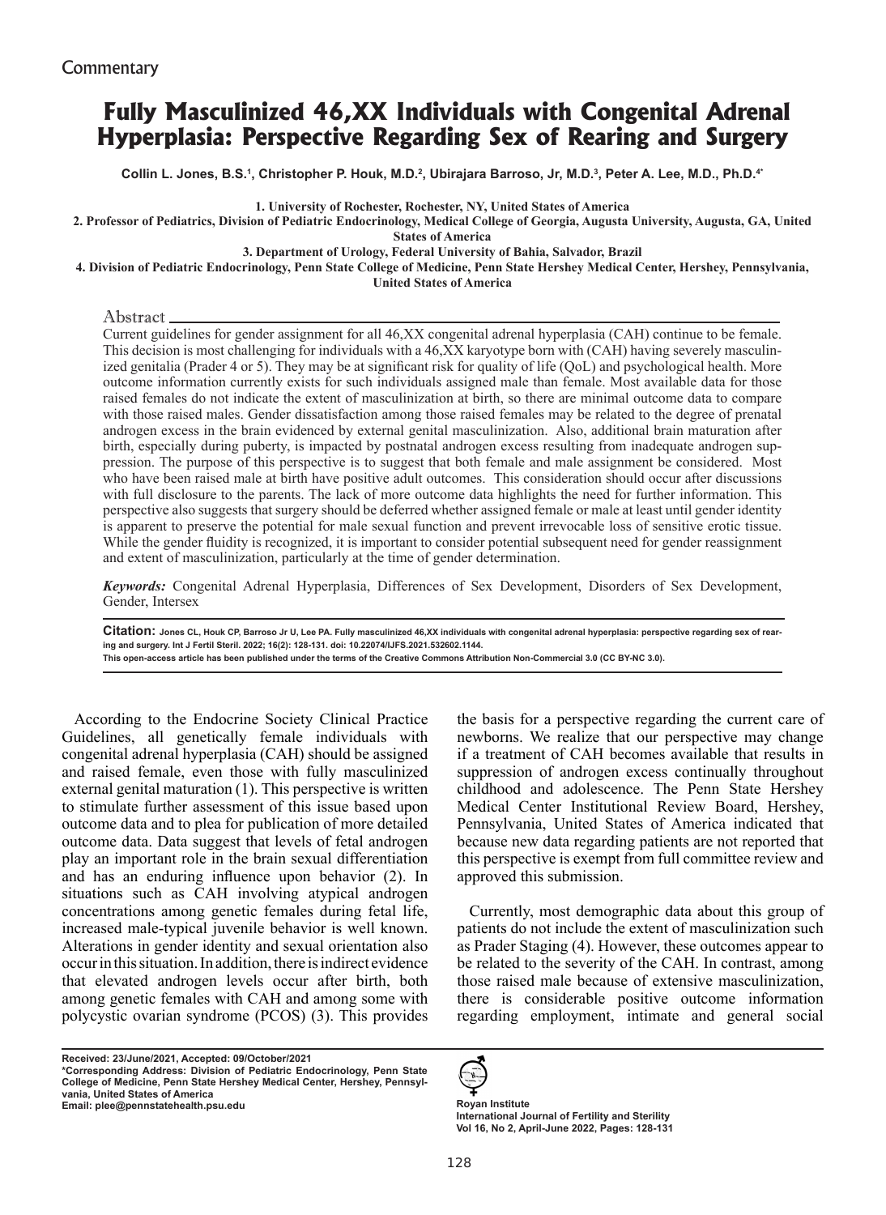Commentary

# Fully Masculinized 46,XX Individuals with Congenital Adrenal Hyperplasia: Perspective Regarding Sex of Rearing and Surgery

**Collin L. Jones, B.S.[1], Christopher P. Houk, M.D.[2], Ubirajara Barroso, Jr, M.D.[3], Peter A. Lee, M.D., Ph.D.[4*]**

1. University of Rochester, Rochester, NY, United States of America
2. Professor of Pediatrics, Division of Pediatric Endocrinology, Medical College of Georgia, Augusta University, Augusta, GA, United States of America
3. Department of Urology, Federal University of Bahia, Salvador, Brazil
4. Division of Pediatric Endocrinology, Penn State College of Medicine, Penn State Hershey Medical Center, Hershey, Pennsylvania, United States of America

## Abstract

Current guidelines for gender assignment for all 46,XX congenital adrenal hyperplasia (CAH) continue to be female. This decision is most challenging for individuals with a 46,XX karyotype born with (CAH) having severely masculinized genitalia (Prader 4 or 5). They may be at significant risk for quality of life (QoL) and psychological health. More outcome information currently exists for such individuals assigned male than female. Most available data for those raised females do not indicate the extent of masculinization at birth, so there are minimal outcome data to compare with those raised males. Gender dissatisfaction among those raised females may be related to the degree of prenatal androgen excess in the brain evidenced by external genital masculinization. Also, additional brain maturation after birth, especially during puberty, is impacted by postnatal androgen excess resulting from inadequate androgen suppression. The purpose of this perspective is to suggest that both female and male assignment be considered. Most who have been raised male at birth have positive adult outcomes. This consideration should occur after discussions with full disclosure to the parents. The lack of more outcome data highlights the need for further information. This perspective also suggests that surgery should be deferred whether assigned female or male at least until gender identity is apparent to preserve the potential for male sexual function and prevent irrevocable loss of sensitive erotic tissue. While the gender fluidity is recognized, it is important to consider potential subsequent need for gender reassignment and extent of masculinization, particularly at the time of gender determination.

***Keywords:*** Congenital Adrenal Hyperplasia, Differences of Sex Development, Disorders of Sex Development, Gender, Intersex

**Citation:** Jones CL, Houk CP, Barroso Jr U, Lee PA. Fully masculinized 46,XX individuals with congenital adrenal hyperplasia: perspective regarding sex of rearing and surgery. Int J Fertil Steril. 2022; 16(2): 128-131. doi: 10.22074/IJFS.2021.532602.1144.
This open-access article has been published under the terms of the Creative Commons Attribution Non-Commercial 3.0 (CC BY-NC 3.0).

According to the Endocrine Society Clinical Practice Guidelines, all genetically female individuals with congenital adrenal hyperplasia (CAH) should be assigned and raised female, even those with fully masculinized external genital maturation (1). This perspective is written to stimulate further assessment of this issue based upon outcome data and to plea for publication of more detailed outcome data. Data suggest that levels of fetal androgen play an important role in the brain sexual differentiation and has an enduring influence upon behavior (2). In situations such as CAH involving atypical androgen concentrations among genetic females during fetal life, increased male-typical juvenile behavior is well known. Alterations in gender identity and sexual orientation also occur in this situation. In addition, there is indirect evidence that elevated androgen levels occur after birth, both among genetic females with CAH and among some with polycystic ovarian syndrome (PCOS) (3). This provides the basis for a perspective regarding the current care of newborns. We realize that our perspective may change if a treatment of CAH becomes available that results in suppression of androgen excess continually throughout childhood and adolescence. The Penn State Hershey Medical Center Institutional Review Board, Hershey, Pennsylvania, United States of America indicated that because new data regarding patients are not reported that this perspective is exempt from full committee review and approved this submission.

Currently, most demographic data about this group of patients do not include the extent of masculinization such as Prader Staging (4). However, these outcomes appear to be related to the severity of the CAH. In contrast, among those raised male because of extensive masculinization, there is considerable positive outcome information regarding employment, intimate and general social

**Received: 23/June/2021, Accepted: 09/October/2021**
**\*Corresponding Address: Division of Pediatric Endocrinology, Penn State College of Medicine, Penn State Hershey Medical Center, Hershey, Pennsylvania, United States of America**
**Email: plee@pennstatehealth.psu.edu**

**Royan Institute**
**International Journal of Fertility and Sterility**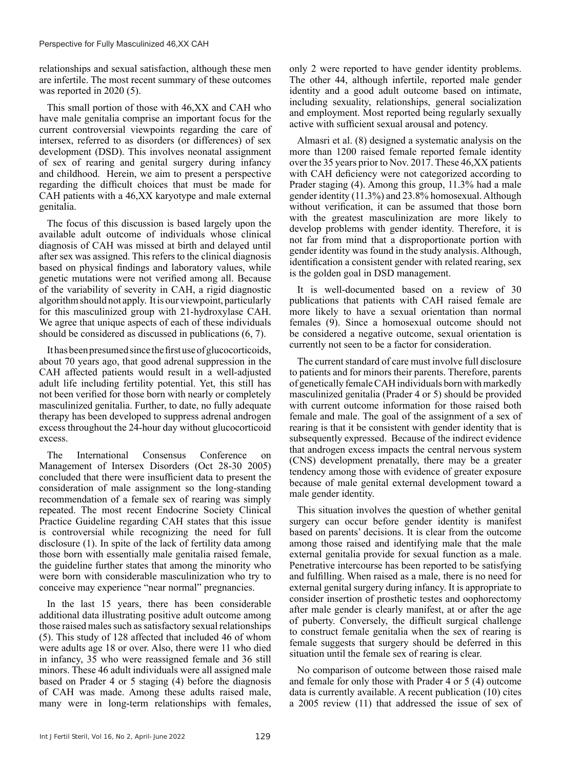relationships and sexual satisfaction, although these men are infertile. The most recent summary of these outcomes was reported in 2020 (5).

This small portion of those with 46,XX and CAH who have male genitalia comprise an important focus for the current controversial viewpoints regarding the care of intersex, referred to as disorders (or differences) of sex development (DSD). This involves neonatal assignment of sex of rearing and genital surgery during infancy and childhood. Herein, we aim to present a perspective regarding the difficult choices that must be made for CAH patients with a 46,XX karyotype and male external genitalia.

The focus of this discussion is based largely upon the available adult outcome of individuals whose clinical diagnosis of CAH was missed at birth and delayed until after sex was assigned. This refers to the clinical diagnosis based on physical findings and laboratory values, while genetic mutations were not verified among all. Because of the variability of severity in CAH, a rigid diagnostic algorithm should not apply. It is our viewpoint, particularly for this masculinized group with 21-hydroxylase CAH. We agree that unique aspects of each of these individuals should be considered as discussed in publications (6, 7).

It has been presumed since the first use of glucocorticoids, about 70 years ago, that good adrenal suppression in the CAH affected patients would result in a well-adjusted adult life including fertility potential. Yet, this still has not been verified for those born with nearly or completely masculinized genitalia. Further, to date, no fully adequate therapy has been developed to suppress adrenal androgen excess throughout the 24-hour day without glucocorticoid excess.

The International Consensus Conference on Management of Intersex Disorders (Oct 28-30 2005) concluded that there were insufficient data to present the consideration of male assignment so the long-standing recommendation of a female sex of rearing was simply repeated. The most recent Endocrine Society Clinical Practice Guideline regarding CAH states that this issue is controversial while recognizing the need for full disclosure (1). In spite of the lack of fertility data among those born with essentially male genitalia raised female, the guideline further states that among the minority who were born with considerable masculinization who try to conceive may experience "near normal" pregnancies.

In the last 15 years, there has been considerable additional data illustrating positive adult outcome among those raised males such as satisfactory sexual relationships (5). This study of 128 affected that included 46 of whom were adults age 18 or over. Also, there were 11 who died in infancy, 35 who were reassigned female and 36 still minors. These 46 adult individuals were all assigned male based on Prader 4 or 5 staging (4) before the diagnosis of CAH was made. Among these adults raised male, many were in long-term relationships with females, only 2 were reported to have gender identity problems. The other 44, although infertile, reported male gender identity and a good adult outcome based on intimate, including sexuality, relationships, general socialization and employment. Most reported being regularly sexually active with sufficient sexual arousal and potency.

Almasri et al. (8) designed a systematic analysis on the more than 1200 raised female reported female identity over the 35 years prior to Nov. 2017. These 46,XX patients with CAH deficiency were not categorized according to Prader staging (4). Among this group, 11.3% had a male gender identity (11.3%) and 23.8% homosexual. Although without verification, it can be assumed that those born with the greatest masculinization are more likely to develop problems with gender identity. Therefore, it is not far from mind that a disproportionate portion with gender identity was found in the study analysis. Although, identification a consistent gender with related rearing, sex is the golden goal in DSD management.

It is well-documented based on a review of 30 publications that patients with CAH raised female are more likely to have a sexual orientation than normal females (9). Since a homosexual outcome should not be considered a negative outcome, sexual orientation is currently not seen to be a factor for consideration.

The current standard of care must involve full disclosure to patients and for minors their parents. Therefore, parents of genetically female CAH individuals born with markedly masculinized genitalia (Prader 4 or 5) should be provided with current outcome information for those raised both female and male. The goal of the assignment of a sex of rearing is that it be consistent with gender identity that is subsequently expressed. Because of the indirect evidence that androgen excess impacts the central nervous system (CNS) development prenatally, there may be a greater tendency among those with evidence of greater exposure because of male genital external development toward a male gender identity.

This situation involves the question of whether genital surgery can occur before gender identity is manifest based on parents' decisions. It is clear from the outcome among those raised and identifying male that the male external genitalia provide for sexual function as a male. Penetrative intercourse has been reported to be satisfying and fulfilling. When raised as a male, there is no need for external genital surgery during infancy. It is appropriate to consider insertion of prosthetic testes and oophorectomy after male gender is clearly manifest, at or after the age of puberty. Conversely, the difficult surgical challenge to construct female genitalia when the sex of rearing is female suggests that surgery should be deferred in this situation until the female sex of rearing is clear.

No comparison of outcome between those raised male and female for only those with Prader 4 or 5 (4) outcome data is currently available. A recent publication (10) cites a 2005 review (11) that addressed the issue of sex of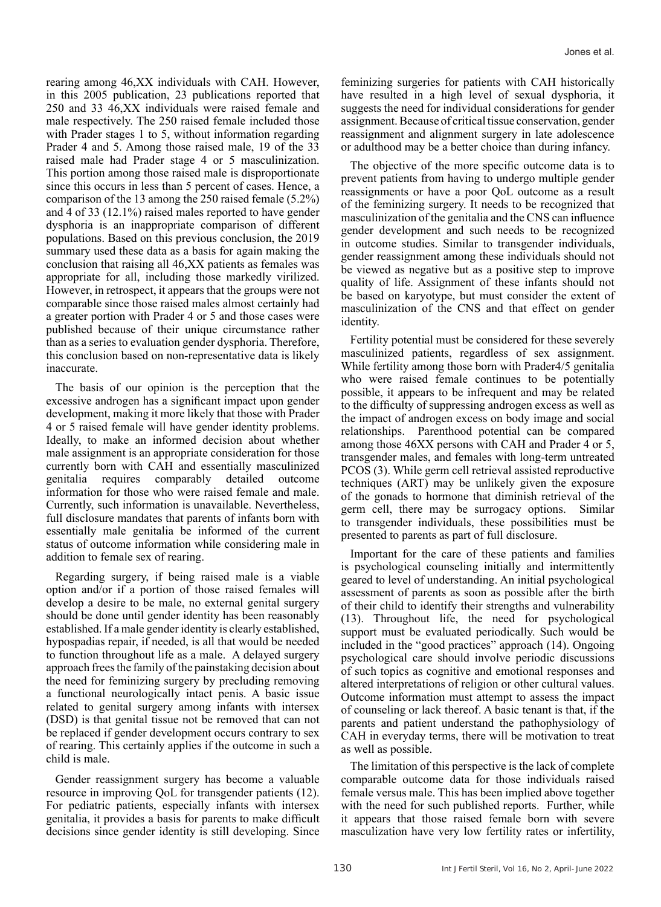rearing among 46,XX individuals with CAH. However, in this 2005 publication, 23 publications reported that 250 and 33 46,XX individuals were raised female and male respectively. The 250 raised female included those with Prader stages 1 to 5, without information regarding Prader 4 and 5. Among those raised male, 19 of the 33 raised male had Prader stage 4 or 5 masculinization. This portion among those raised male is disproportionate since this occurs in less than 5 percent of cases. Hence, a comparison of the 13 among the 250 raised female (5.2%) and 4 of 33 (12.1%) raised males reported to have gender dysphoria is an inappropriate comparison of different populations. Based on this previous conclusion, the 2019 summary used these data as a basis for again making the conclusion that raising all 46,XX patients as females was appropriate for all, including those markedly virilized. However, in retrospect, it appears that the groups were not comparable since those raised males almost certainly had a greater portion with Prader 4 or 5 and those cases were published because of their unique circumstance rather than as a series to evaluation gender dysphoria. Therefore, this conclusion based on non-representative data is likely inaccurate.

The basis of our opinion is the perception that the excessive androgen has a significant impact upon gender development, making it more likely that those with Prader 4 or 5 raised female will have gender identity problems. Ideally, to make an informed decision about whether male assignment is an appropriate consideration for those currently born with CAH and essentially masculinized genitalia requires comparably detailed outcome information for those who were raised female and male. Currently, such information is unavailable. Nevertheless, full disclosure mandates that parents of infants born with essentially male genitalia be informed of the current status of outcome information while considering male in addition to female sex of rearing.

Regarding surgery, if being raised male is a viable option and/or if a portion of those raised females will develop a desire to be male, no external genital surgery should be done until gender identity has been reasonably established. If a male gender identity is clearly established, hypospadias repair, if needed, is all that would be needed to function throughout life as a male. A delayed surgery approach frees the family of the painstaking decision about the need for feminizing surgery by precluding removing a functional neurologically intact penis. A basic issue related to genital surgery among infants with intersex (DSD) is that genital tissue not be removed that can not be replaced if gender development occurs contrary to sex of rearing. This certainly applies if the outcome in such a child is male.

Gender reassignment surgery has become a valuable resource in improving QoL for transgender patients (12). For pediatric patients, especially infants with intersex genitalia, it provides a basis for parents to make difficult decisions since gender identity is still developing. Since feminizing surgeries for patients with CAH historically have resulted in a high level of sexual dysphoria, it suggests the need for individual considerations for gender assignment. Because of critical tissue conservation, gender reassignment and alignment surgery in late adolescence or adulthood may be a better choice than during infancy.

The objective of the more specific outcome data is to prevent patients from having to undergo multiple gender reassignments or have a poor QoL outcome as a result of the feminizing surgery. It needs to be recognized that masculinization of the genitalia and the CNS can influence gender development and such needs to be recognized in outcome studies. Similar to transgender individuals, gender reassignment among these individuals should not be viewed as negative but as a positive step to improve quality of life. Assignment of these infants should not be based on karyotype, but must consider the extent of masculinization of the CNS and that effect on gender identity.

Fertility potential must be considered for these severely masculinized patients, regardless of sex assignment. While fertility among those born with Prader4/5 genitalia who were raised female continues to be potentially possible, it appears to be infrequent and may be related to the difficulty of suppressing androgen excess as well as the impact of androgen excess on body image and social relationships. Parenthood potential can be compared among those 46XX persons with CAH and Prader 4 or 5, transgender males, and females with long-term untreated PCOS (3). While germ cell retrieval assisted reproductive techniques (ART) may be unlikely given the exposure of the gonads to hormone that diminish retrieval of the germ cell, there may be surrogacy options. Similar to transgender individuals, these possibilities must be presented to parents as part of full disclosure.

Important for the care of these patients and families is psychological counseling initially and intermittently geared to level of understanding. An initial psychological assessment of parents as soon as possible after the birth of their child to identify their strengths and vulnerability (13). Throughout life, the need for psychological support must be evaluated periodically. Such would be included in the "good practices" approach (14). Ongoing psychological care should involve periodic discussions of such topics as cognitive and emotional responses and altered interpretations of religion or other cultural values. Outcome information must attempt to assess the impact of counseling or lack thereof. A basic tenant is that, if the parents and patient understand the pathophysiology of CAH in everyday terms, there will be motivation to treat as well as possible.

The limitation of this perspective is the lack of complete comparable outcome data for those individuals raised female versus male. This has been implied above together with the need for such published reports. Further, while it appears that those raised female born with severe masculization have very low fertility rates or infertility,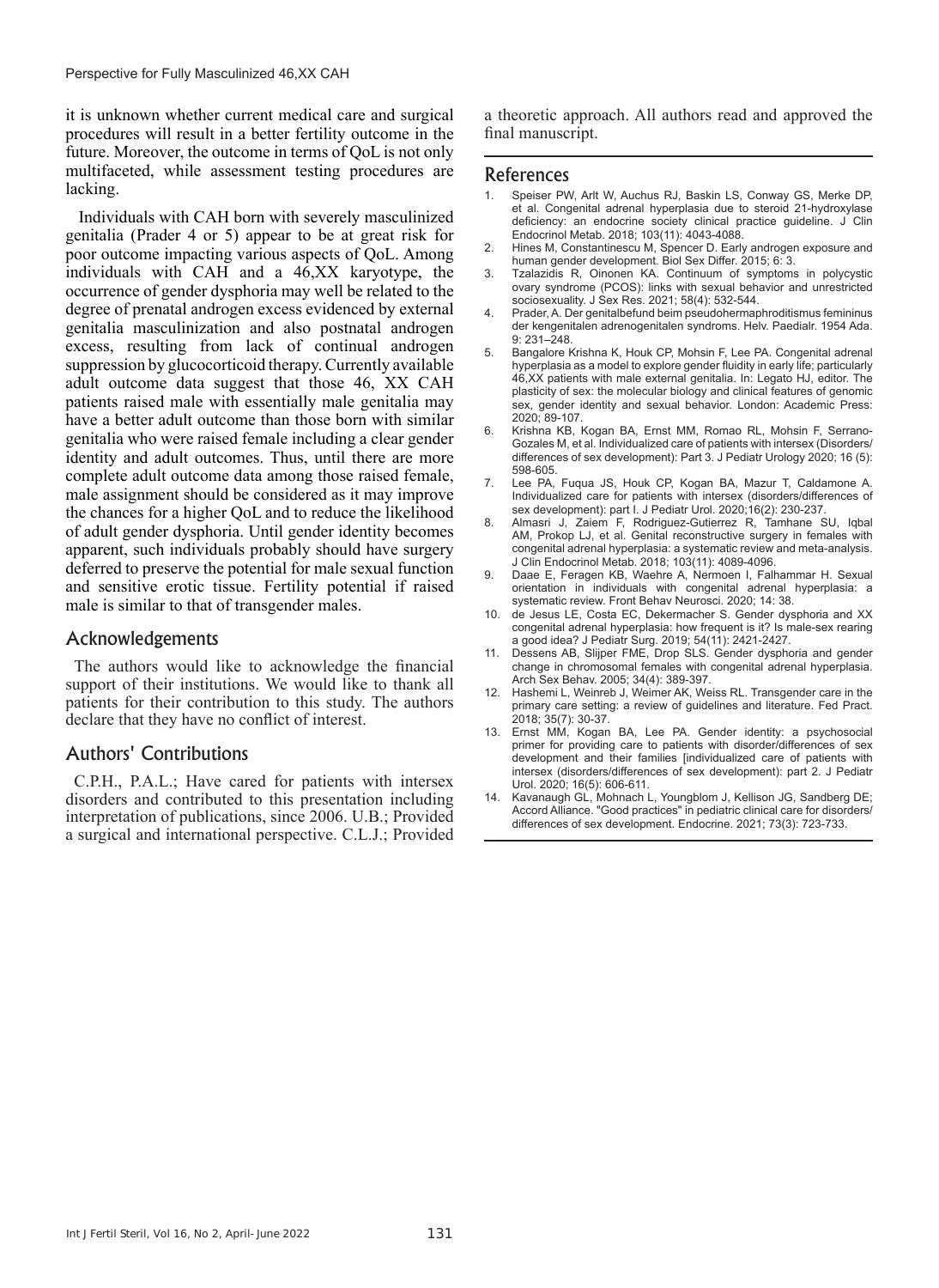it is unknown whether current medical care and surgical procedures will result in a better fertility outcome in the future. Moreover, the outcome in terms of QoL is not only multifaceted, while assessment testing procedures are lacking.

Individuals with CAH born with severely masculinized genitalia (Prader 4 or 5) appear to be at great risk for poor outcome impacting various aspects of QoL. Among individuals with CAH and a 46,XX karyotype, the occurrence of gender dysphoria may well be related to the degree of prenatal androgen excess evidenced by external genitalia masculinization and also postnatal androgen excess, resulting from lack of continual androgen suppression by glucocorticoid therapy. Currently available adult outcome data suggest that those 46, XX CAH patients raised male with essentially male genitalia may have a better adult outcome than those born with similar genitalia who were raised female including a clear gender identity and adult outcomes. Thus, until there are more complete adult outcome data among those raised female, male assignment should be considered as it may improve the chances for a higher QoL and to reduce the likelihood of adult gender dysphoria. Until gender identity becomes apparent, such individuals probably should have surgery deferred to preserve the potential for male sexual function and sensitive erotic tissue. Fertility potential if raised male is similar to that of transgender males.

## Acknowledgements

The authors would like to acknowledge the financial support of their institutions. We would like to thank all patients for their contribution to this study. The authors declare that they have no conflict of interest.

## Authors' Contributions

C.P.H., P.A.L.; Have cared for patients with intersex disorders and contributed to this presentation including interpretation of publications, since 2006. U.B.; Provided a surgical and international perspective. C.L.J.; Provided a theoretic approach. All authors read and approved the final manuscript.

## References

1. Speiser PW, Arlt W, Auchus RJ, Baskin LS, Conway GS, Merke DP, et al. Congenital adrenal hyperplasia due to steroid 21-hydroxylase deficiency: an endocrine society clinical practice guideline. J Clin Endocrinol Metab. 2018; 103(11): 4043-4088.
2. Hines M, Constantinescu M, Spencer D. Early androgen exposure and human gender development. Biol Sex Differ. 2015; 6: 3.
3. Tzalazidis R, Oinonen KA. Continuum of symptoms in polycystic ovary syndrome (PCOS): links with sexual behavior and unrestricted sociosexuality. J Sex Res. 2021; 58(4): 532-544.
4. Prader, A. Der genitalbefund beim pseudohermaphroditismus femininus der kengenitalen adrenogenitalen syndroms. Helv. Paedialr. 1954 Ada. 9: 231–248.
5. Bangalore Krishna K, Houk CP, Mohsin F, Lee PA. Congenital adrenal hyperplasia as a model to explore gender fluidity in early life; particularly 46,XX patients with male external genitalia. In: Legato HJ, editor. The plasticity of sex: the molecular biology and clinical features of genomic sex, gender identity and sexual behavior. London: Academic Press: 2020; 89-107.
6. Krishna KB, Kogan BA, Ernst MM, Romao RL, Mohsin F, Serrano-Gozales M, et al. Individualized care of patients with intersex (Disorders/ differences of sex development): Part 3. J Pediatr Urology 2020; 16 (5): 598-605.
7. Lee PA, Fuqua JS, Houk CP, Kogan BA, Mazur T, Caldamone A. Individualized care for patients with intersex (disorders/differences of sex development): part I. J Pediatr Urol. 2020;16(2): 230-237.
8. Almasri J, Zaiem F, Rodriguez-Gutierrez R, Tamhane SU, Iqbal AM, Prokop LJ, et al. Genital reconstructive surgery in females with congenital adrenal hyperplasia: a systematic review and meta-analysis. J Clin Endocrinol Metab. 2018; 103(11): 4089-4096.
9. Daae E, Feragen KB, Waehre A, Nermoen I, Falhammar H. Sexual orientation in individuals with congenital adrenal hyperplasia: a systematic review. Front Behav Neurosci. 2020; 14: 38.
10. de Jesus LE, Costa EC, Dekermacher S. Gender dysphoria and XX congenital adrenal hyperplasia: how frequent is it? Is male-sex rearing a good idea? J Pediatr Surg. 2019; 54(11): 2421-2427.
11. Dessens AB, Slijper FME, Drop SLS. Gender dysphoria and gender change in chromosomal females with congenital adrenal hyperplasia. Arch Sex Behav. 2005; 34(4): 389-397.
12. Hashemi L, Weinreb J, Weimer AK, Weiss RL. Transgender care in the primary care setting: a review of guidelines and literature. Fed Pract. 2018; 35(7): 30-37.
13. Ernst MM, Kogan BA, Lee PA. Gender identity: a psychosocial primer for providing care to patients with disorder/differences of sex development and their families [individualized care of patients with intersex (disorders/differences of sex development): part 2. J Pediatr Urol. 2020; 16(5): 606-611.
14. Kavanaugh GL, Mohnach L, Youngblom J, Kellison JG, Sandberg DE; Accord Alliance. "Good practices" in pediatric clinical care for disorders/ differences of sex development. Endocrine. 2021; 73(3): 723-733.